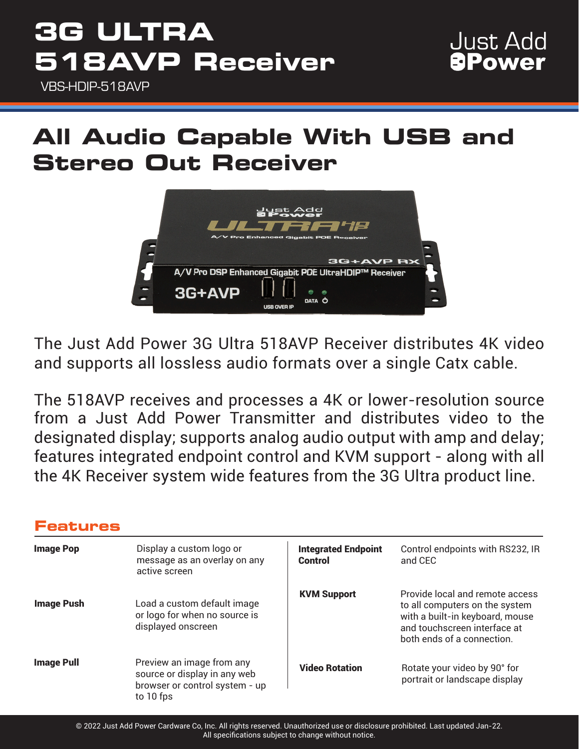# 3G ULTRA 518AVP Receiver

VBS-HDIP-518AVP

Just Add Power

## All Audio Capable With USB and Stereo Out Receiver

The Just Add Power 3G Ultra 518AVP Receiver distributes 4K video and supports all lossless audio formats over a single Catx cable.

The 518AVP receives and processes a 4K or lower-resolution source from a Just Add Power Transmitter and distributes video to the designated display; supports analog audio output with amp and delay; features integrated endpoint control and KVM support - along with all the 4K Receiver system wide features from the 3G Ultra product line.

### Features

| | |
|---|---|
| **Image Pop** | Display a custom logo or message as an overlay on any active screen |
| **Image Push** | Load a custom default image or logo for when no source is displayed onscreen |
| **Image Pull** | Preview an image from any source or display in any web browser or control system - up to 10 fps |
| **Integrated Endpoint Control** | Control endpoints with RS232, IR and CEC |
| **KVM Support** | Provide local and remote access to all computers on the system with a built-in keyboard, mouse and touchscreen interface at both ends of a connection. |
| **Video Rotation** | Rotate your video by 90° for portrait or landscape display |

© 2022 Just Add Power Cardware Co, Inc. All rights reserved. Unauthorized use or disclosure prohibited. Last updated Jan-22.
All specifications subject to change without notice.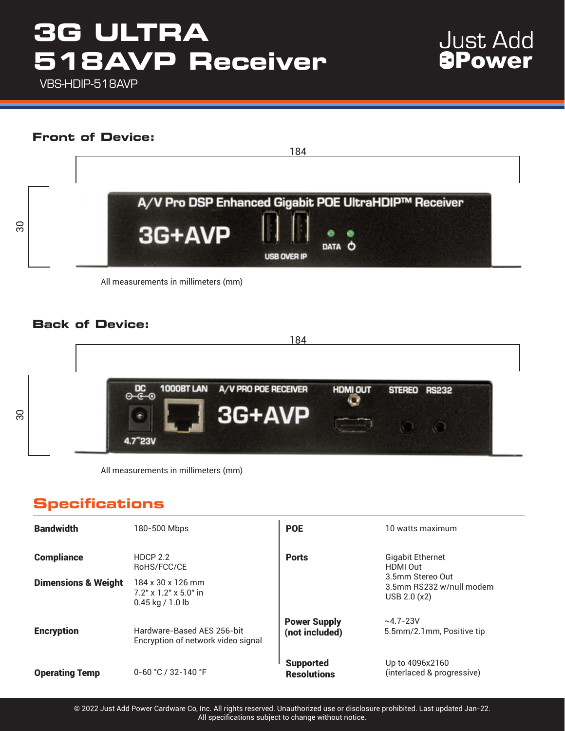# 3G ULTRA 518AVP Receiver

VBS-HDIP-518AVP

Just Add Power

**Front of Device:**

184

30

All measurements in millimeters (mm)

**Back of Device:**

184

30

All measurements in millimeters (mm)

## Specifications

| | | | |
|---|---|---|---|
| **Bandwidth** | 180-500 Mbps | **POE** | 10 watts maximum |
| **Compliance** | HDCP 2.2<br>RoHS/FCC/CE | **Ports** | Gigabit Ethernet<br>HDMI Out<br>3.5mm Stereo Out<br>3.5mm RS232 w/null modem<br>USB 2.0 (x2) |
| **Dimensions & Weight** | 184 x 30 x 126 mm<br>7.2" x 1.2" x 5.0" in<br>0.45 kg / 1.0 lb | | |
| **Encryption** | Hardware-Based AES 256-bit Encryption of network video signal | **Power Supply (not included)** | ~4.7-23V<br>5.5mm/2.1mm, Positive tip |
| **Operating Temp** | 0-60 °C / 32-140 °F | **Supported Resolutions** | Up to 4096x2160 (interlaced & progressive) |

© 2022 Just Add Power Cardware Co, Inc. All rights reserved. Unauthorized use or disclosure prohibited. Last updated Jan-22.
All specifications subject to change without notice.